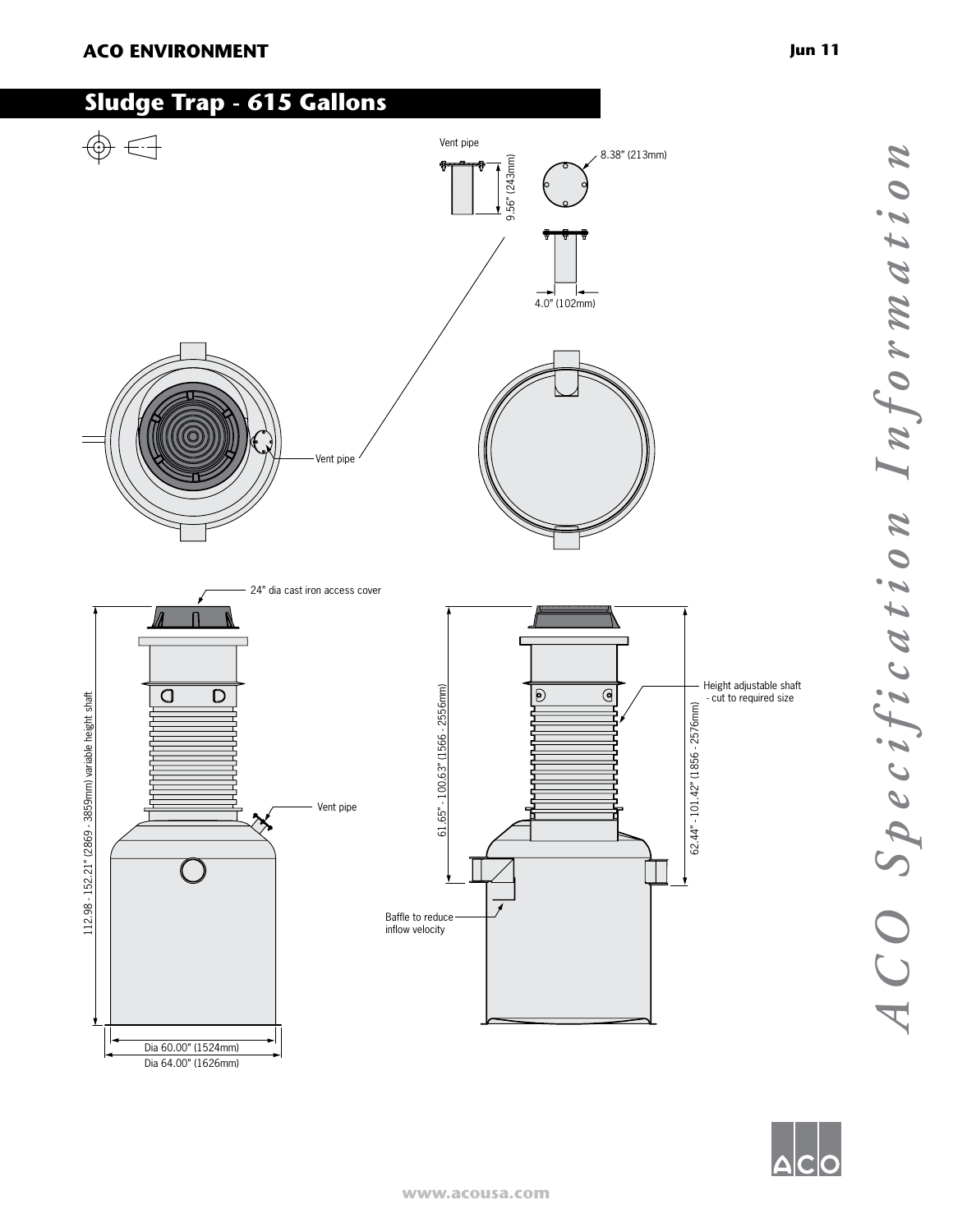# Sludge Trap - 615 Gallons

Vent pipe

9.56" (243mm)

8.38" (213mm)

4.0" (102mm)

Vent pipe

24" dia cast iron access cover

112.98 - 152.21" (2869 - 3859mm) variable height shaft

Vent pipe

Dia 60.00" (1524mm)

Dia 64.00" (1626mm)

61.65" - 100.63" (1566 - 2556mm)

62.44" - 101.42" (1856 - 2576mm)

Height adjustable shaft
- cut to required size

Baffle to reduce
inflow velocity

*ACO Specification Information*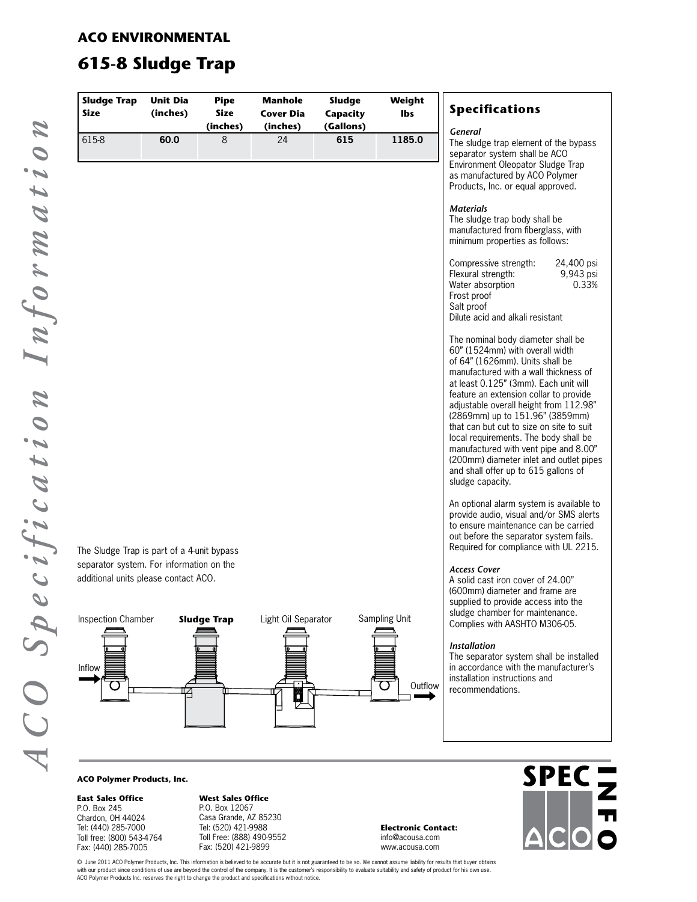**ACO ENVIRONMENTAL**

# 615-8 Sludge Trap

| Sludge Trap Size | Unit Dia (inches) | Pipe Size (inches) | Manhole Cover Dia (inches) | Sludge Capacity (Gallons) | Weight lbs |
|---|---|---|---|---|---|
| 615-8 | **60.0** | 8 | 24 | **615** | **1185.0** |

The Sludge Trap is part of a 4-unit bypass separator system. For information on the additional units please contact ACO.

Inspection Chamber
**Sludge Trap**
Light Oil Separator
Sampling Unit
Inflow
Outflow

## Specifications

***General***

The sludge trap element of the bypass separator system shall be ACO Environment Oleopator Sludge Trap as manufactured by ACO Polymer Products, Inc. or equal approved.

***Materials***

The sludge trap body shall be manufactured from fiberglass, with minimum properties as follows:

| | |
|---|---|
| Compressive strength: | 24,400 psi |
| Flexural strength: | 9,943 psi |
| Water absorption | 0.33% |

Frost proof
Salt proof
Dilute acid and alkali resistant

The nominal body diameter shall be 60" (1524mm) with overall width of 64" (1626mm). Units shall be manufactured with a wall thickness of at least 0.125" (3mm). Each unit will feature an extension collar to provide adjustable overall height from 112.98" (2869mm) up to 151.96" (3859mm) that can but cut to size on site to suit local requirements. The body shall be manufactured with vent pipe and 8.00" (200mm) diameter inlet and outlet pipes and shall offer up to 615 gallons of sludge capacity.

An optional alarm system is available to provide audio, visual and/or SMS alerts to ensure maintenance can be carried out before the separator system fails. Required for compliance with UL 2215.

***Access Cover***

A solid cast iron cover of 24.00" (600mm) diameter and frame are supplied to provide access into the sludge chamber for maintenance. Complies with AASHTO M306-05.

***Installation***

The separator system shall be installed in accordance with the manufacturer's installation instructions and recommendations.

**ACO Polymer Products, Inc.**

**East Sales Office**
P.O. Box 245
Chardon, OH 44024
Tel: (440) 285-7000
Toll free: (800) 543-4764
Fax: (440) 285-7005

**West Sales Office**
P.O. Box 12067
Casa Grande, AZ 85230
Tel: (520) 421-9988
Toll Free: (888) 490-9552
Fax: (520) 421-9899

**Electronic Contact:**
info@acousa.com
www.acousa.com

© June 2011 ACO Polymer Products, Inc. This information is believed to be accurate but it is not guaranteed to be so. We cannot assume liability for results that buyer obtains with our product since conditions of use are beyond the control of the company. It is the customer's responsibility to evaluate suitability and safety of product for his own use. ACO Polymer Products Inc. reserves the right to change the product and specifications without notice.